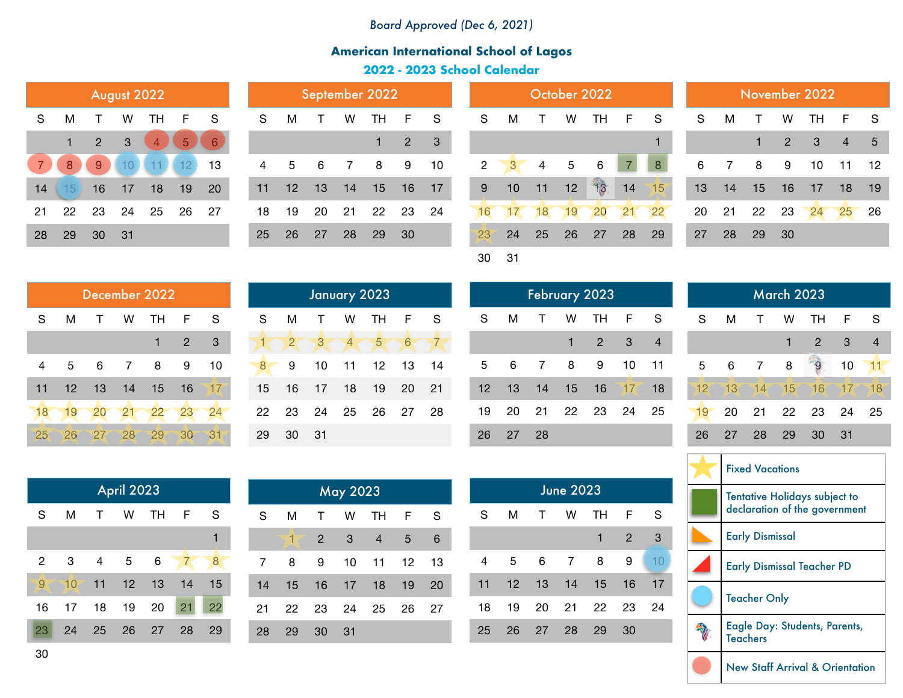*Board Approved (Dec 6, 2021)*

## American International School of Lagos

## 2022 - 2023 School Calendar

### August 2022

| S | M | T | W | TH | F | S |
|---|---|---|---|---|---|---|
| | 1 | 2 | 3 | 4 | 5 | 6 |
| 7 | 8 | 9 | 10 | 11 | 12 | 13 |
| 14 | 15 | 16 | 17 | 18 | 19 | 20 |
| 21 | 22 | 23 | 24 | 25 | 26 | 27 |
| 28 | 29 | 30 | 31 | | | |

### September 2022

| S | M | T | W | TH | F | S |
|---|---|---|---|---|---|---|
| | | | | 1 | 2 | 3 |
| 4 | 5 | 6 | 7 | 8 | 9 | 10 |
| 11 | 12 | 13 | 14 | 15 | 16 | 17 |
| 18 | 19 | 20 | 21 | 22 | 23 | 24 |
| 25 | 26 | 27 | 28 | 29 | 30 | |

### October 2022

| S | M | T | W | TH | F | S |
|---|---|---|---|---|---|---|
| | | | | | | 1 |
| 2 | 3 | 4 | 5 | 6 | 7 | 8 |
| 9 | 10 | 11 | 12 | 13 | 14 | 15 |
| 16 | 17 | 18 | 19 | 20 | 21 | 22 |
| 23 | 24 | 25 | 26 | 27 | 28 | 29 |
| 30 | 31 | | | | | |

### November 2022

| S | M | T | W | TH | F | S |
|---|---|---|---|---|---|---|
| | | 1 | 2 | 3 | 4 | 5 |
| 6 | 7 | 8 | 9 | 10 | 11 | 12 |
| 13 | 14 | 15 | 16 | 17 | 18 | 19 |
| 20 | 21 | 22 | 23 | 24 | 25 | 26 |
| 27 | 28 | 29 | 30 | | | |

### December 2022

| S | M | T | W | TH | F | S |
|---|---|---|---|---|---|---|
| | | | | 1 | 2 | 3 |
| 4 | 5 | 6 | 7 | 8 | 9 | 10 |
| 11 | 12 | 13 | 14 | 15 | 16 | 17 |
| 18 | 19 | 20 | 21 | 22 | 23 | 24 |
| 25 | 26 | 27 | 28 | 29 | 30 | 31 |

### January 2023

| S | M | T | W | TH | F | S |
|---|---|---|---|---|---|---|
| 1 | 2 | 3 | 4 | 5 | 6 | 7 |
| 8 | 9 | 10 | 11 | 12 | 13 | 14 |
| 15 | 16 | 17 | 18 | 19 | 20 | 21 |
| 22 | 23 | 24 | 25 | 26 | 27 | 28 |
| 29 | 30 | 31 | | | | |

### February 2023

| S | M | T | W | TH | F | S |
|---|---|---|---|---|---|---|
| | | | 1 | 2 | 3 | 4 |
| 5 | 6 | 7 | 8 | 9 | 10 | 11 |
| 12 | 13 | 14 | 15 | 16 | 17 | 18 |
| 19 | 20 | 21 | 22 | 23 | 24 | 25 |
| 26 | 27 | 28 | | | | |

### March 2023

| S | M | T | W | TH | F | S |
|---|---|---|---|---|---|---|
| | | | 1 | 2 | 3 | 4 |
| 5 | 6 | 7 | 8 | 9 | 10 | 11 |
| 12 | 13 | 14 | 15 | 16 | 17 | 18 |
| 19 | 20 | 21 | 22 | 23 | 24 | 25 |
| 26 | 27 | 28 | 29 | 30 | 31 | |

### April 2023

| S | M | T | W | TH | F | S |
|---|---|---|---|---|---|---|
| | | | | | | 1 |
| 2 | 3 | 4 | 5 | 6 | 7 | 8 |
| 9 | 10 | 11 | 12 | 13 | 14 | 15 |
| 16 | 17 | 18 | 19 | 20 | 21 | 22 |
| 23 | 24 | 25 | 26 | 27 | 28 | 29 |
| 30 | | | | | | |

### May 2023

| S | M | T | W | TH | F | S |
|---|---|---|---|---|---|---|
| | 1 | 2 | 3 | 4 | 5 | 6 |
| 7 | 8 | 9 | 10 | 11 | 12 | 13 |
| 14 | 15 | 16 | 17 | 18 | 19 | 20 |
| 21 | 22 | 23 | 24 | 25 | 26 | 27 |
| 28 | 29 | 30 | 31 | | | |

### June 2023

| S | M | T | W | TH | F | S |
|---|---|---|---|---|---|---|
| | | | | 1 | 2 | 3 |
| 4 | 5 | 6 | 7 | 8 | 9 | 10 |
| 11 | 12 | 13 | 14 | 15 | 16 | 17 |
| 18 | 19 | 20 | 21 | 22 | 23 | 24 |
| 25 | 26 | 27 | 28 | 29 | 30 | |

### Legend

| Symbol | Meaning |
|---|---|
| Star | Fixed Vacations |
| Green square | Tentative Holidays subject to declaration of the government |
| Orange triangle | Early Dismissal |
| Red triangle | Early Dismissal Teacher PD |
| Blue circle | Teacher Only |
| Eagle icon | Eagle Day: Students, Parents, Teachers |
| Red circle | New Staff Arrival & Orientation |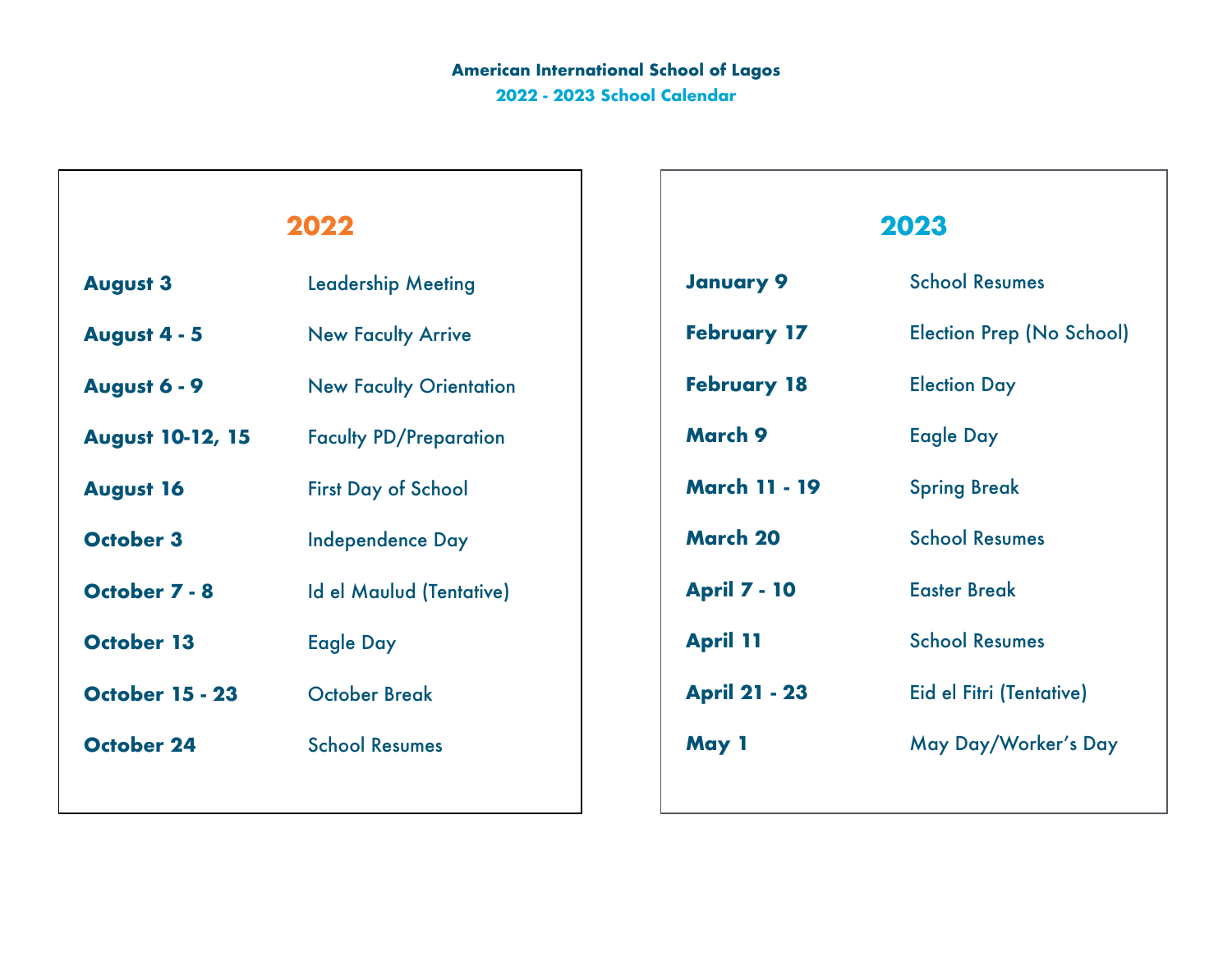**American International School of Lagos**

**2022 - 2023 School Calendar**

## 2022

| | |
|---|---|
| **August 3** | Leadership Meeting |
| **August 4 - 5** | New Faculty Arrive |
| **August 6 - 9** | New Faculty Orientation |
| **August 10-12, 15** | Faculty PD/Preparation |
| **August 16** | First Day of School |
| **October 3** | Independence Day |
| **October 7 - 8** | Id el Maulud (Tentative) |
| **October 13** | Eagle Day |
| **October 15 - 23** | October Break |
| **October 24** | School Resumes |

## 2023

| | |
|---|---|
| **January 9** | School Resumes |
| **February 17** | Election Prep (No School) |
| **February 18** | Election Day |
| **March 9** | Eagle Day |
| **March 11 - 19** | Spring Break |
| **March 20** | School Resumes |
| **April 7 - 10** | Easter Break |
| **April 11** | School Resumes |
| **April 21 - 23** | Eid el Fitri (Tentative) |
| **May 1** | May Day/Worker's Day |